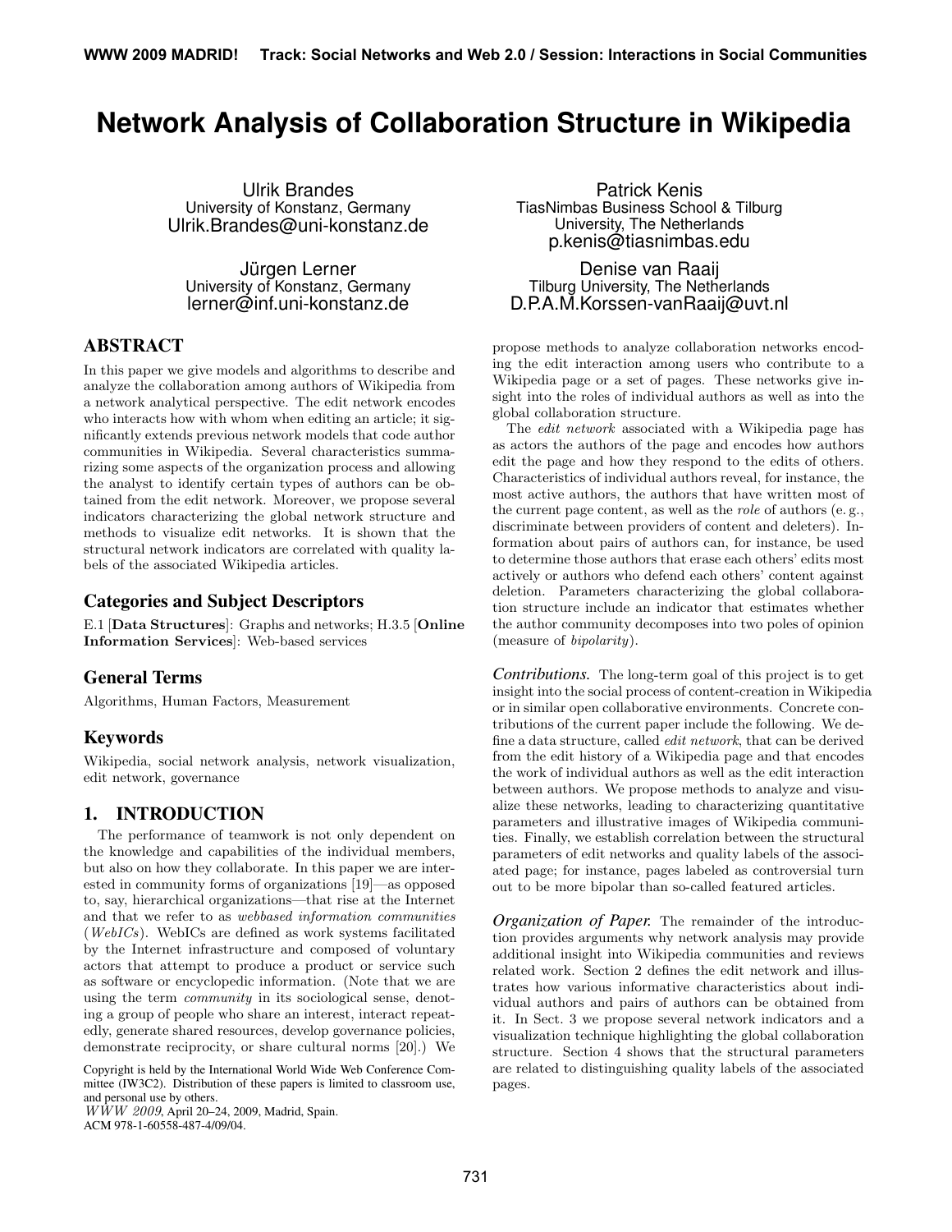# Network Analysis of Collaboration Structure in Wikipedia

Ulrik Brandes
University of Konstanz, Germany
Ulrik.Brandes@uni-konstanz.de

Patrick Kenis
TiasNimbas Business School & Tilburg University, The Netherlands
p.kenis@tiasnimbas.edu

Jürgen Lerner
University of Konstanz, Germany
lerner@inf.uni-konstanz.de

Denise van Raaij
Tilburg University, The Netherlands
D.P.A.M.Korssen-vanRaaij@uvt.nl

## ABSTRACT

In this paper we give models and algorithms to describe and analyze the collaboration among authors of Wikipedia from a network analytical perspective. The edit network encodes who interacts how with whom when editing an article; it significantly extends previous network models that code author communities in Wikipedia. Several characteristics summarizing some aspects of the organization process and allowing the analyst to identify certain types of authors can be obtained from the edit network. Moreover, we propose several indicators characterizing the global network structure and methods to visualize edit networks. It is shown that the structural network indicators are correlated with quality labels of the associated Wikipedia articles.

### Categories and Subject Descriptors

E.1 [**Data Structures**]: Graphs and networks; H.3.5 [**Online Information Services**]: Web-based services

### General Terms

Algorithms, Human Factors, Measurement

### Keywords

Wikipedia, social network analysis, network visualization, edit network, governance

## 1. INTRODUCTION

The performance of teamwork is not only dependent on the knowledge and capabilities of the individual members, but also on how they collaborate. In this paper we are interested in community forms of organizations [19]—as opposed to, say, hierarchical organizations—that rise at the Internet and that we refer to as *webbased information communities* (*WebICs*). WebICs are defined as work systems facilitated by the Internet infrastructure and composed of voluntary actors that attempt to produce a product or service such as software or encyclopedic information. (Note that we are using the term *community* in its sociological sense, denoting a group of people who share an interest, interact repeatedly, generate shared resources, develop governance policies, demonstrate reciprocity, or share cultural norms [20].) We propose methods to analyze collaboration networks encoding the edit interaction among users who contribute to a Wikipedia page or a set of pages. These networks give insight into the roles of individual authors as well as into the global collaboration structure.

The *edit network* associated with a Wikipedia page has as actors the authors of the page and encodes how authors edit the page and how they respond to the edits of others. Characteristics of individual authors reveal, for instance, the most active authors, the authors that have written most of the current page content, as well as the *role* of authors (e. g., discriminate between providers of content and deleters). Information about pairs of authors can, for instance, be used to determine those authors that erase each others' edits most actively or authors who defend each others' content against deletion. Parameters characterizing the global collaboration structure include an indicator that estimates whether the author community decomposes into two poles of opinion (measure of *bipolarity*).

*Contributions.* The long-term goal of this project is to get insight into the social process of content-creation in Wikipedia or in similar open collaborative environments. Concrete contributions of the current paper include the following. We define a data structure, called *edit network*, that can be derived from the edit history of a Wikipedia page and that encodes the work of individual authors as well as the edit interaction between authors. We propose methods to analyze and visualize these networks, leading to characterizing quantitative parameters and illustrative images of Wikipedia communities. Finally, we establish correlation between the structural parameters of edit networks and quality labels of the associated page; for instance, pages labeled as controversial turn out to be more bipolar than so-called featured articles.

*Organization of Paper.* The remainder of the introduction provides arguments why network analysis may provide additional insight into Wikipedia communities and reviews related work. Section 2 defines the edit network and illustrates how various informative characteristics about individual authors and pairs of authors can be obtained from it. In Sect. 3 we propose several network indicators and a visualization technique highlighting the global collaboration structure. Section 4 shows that the structural parameters are related to distinguishing quality labels of the associated pages.

Copyright is held by the International World Wide Web Conference Committee (IW3C2). Distribution of these papers is limited to classroom use, and personal use by others.
*WWW 2009*, April 20–24, 2009, Madrid, Spain.
ACM 978-1-60558-487-4/09/04.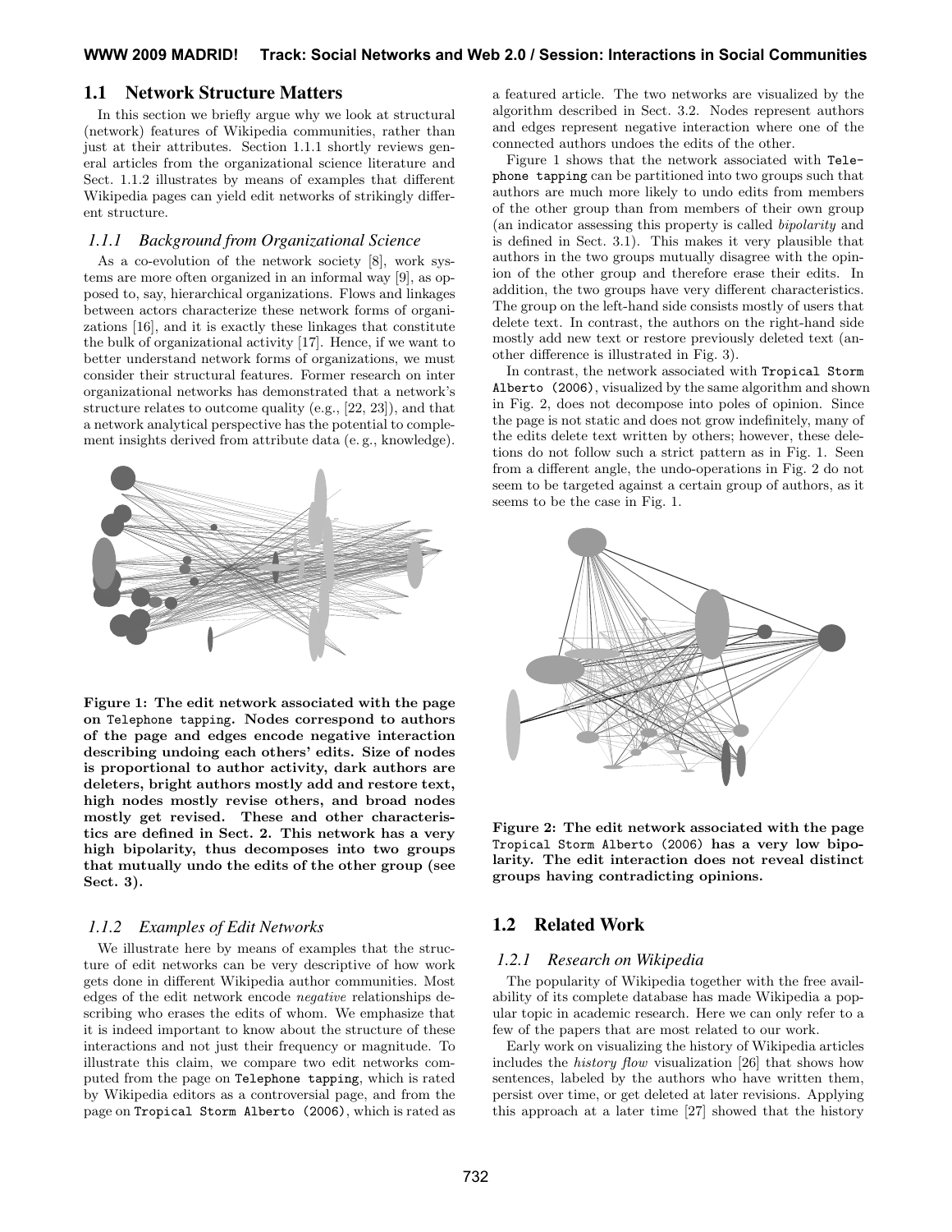## 1.1 Network Structure Matters

In this section we briefly argue why we look at structural (network) features of Wikipedia communities, rather than just at their attributes. Section 1.1.1 shortly reviews general articles from the organizational science literature and Sect. 1.1.2 illustrates by means of examples that different Wikipedia pages can yield edit networks of strikingly different structure.

### 1.1.1 Background from Organizational Science

As a co-evolution of the network society [8], work systems are more often organized in an informal way [9], as opposed to, say, hierarchical organizations. Flows and linkages between actors characterize these network forms of organizations [16], and it is exactly these linkages that constitute the bulk of organizational activity [17]. Hence, if we want to better understand network forms of organizations, we must consider their structural features. Former research on inter organizational networks has demonstrated that a network's structure relates to outcome quality (e.g., [22, 23]), and that a network analytical perspective has the potential to complement insights derived from attribute data (e. g., knowledge).

**Figure 1: The edit network associated with the page on `Telephone tapping`. Nodes correspond to authors of the page and edges encode negative interaction describing undoing each others' edits. Size of nodes is proportional to author activity, dark authors are deleters, bright authors mostly add and restore text, high nodes mostly revise others, and broad nodes mostly get revised. These and other characteristics are defined in Sect. 2. This network has a very high bipolarity, thus decomposes into two groups that mutually undo the edits of the other group (see Sect. 3).**

### 1.1.2 Examples of Edit Networks

We illustrate here by means of examples that the structure of edit networks can be very descriptive of how work gets done in different Wikipedia author communities. Most edges of the edit network encode *negative* relationships describing who erases the edits of whom. We emphasize that it is indeed important to know about the structure of these interactions and not just their frequency or magnitude. To illustrate this claim, we compare two edit networks computed from the page on `Telephone tapping`, which is rated by Wikipedia editors as a controversial page, and from the page on `Tropical Storm Alberto (2006)`, which is rated as a featured article. The two networks are visualized by the algorithm described in Sect. 3.2. Nodes represent authors and edges represent negative interaction where one of the connected authors undoes the edits of the other.

Figure 1 shows that the network associated with `Telephone tapping` can be partitioned into two groups such that authors are much more likely to undo edits from members of the other group than from members of their own group (an indicator assessing this property is called *bipolarity* and is defined in Sect. 3.1). This makes it very plausible that authors in the two groups mutually disagree with the opinion of the other group and therefore erase their edits. In addition, the two groups have very different characteristics. The group on the left-hand side consists mostly of users that delete text. In contrast, the authors on the right-hand side mostly add new text or restore previously deleted text (another difference is illustrated in Fig. 3).

In contrast, the network associated with `Tropical Storm Alberto (2006)`, visualized by the same algorithm and shown in Fig. 2, does not decompose into poles of opinion. Since the page is not static and does not grow indefinitely, many of the edits delete text written by others; however, these deletions do not follow such a strict pattern as in Fig. 1. Seen from a different angle, the undo-operations in Fig. 2 do not seem to be targeted against a certain group of authors, as it seems to be the case in Fig. 1.

**Figure 2: The edit network associated with the page `Tropical Storm Alberto (2006)` has a very low bipolarity. The edit interaction does not reveal distinct groups having contradicting opinions.**

## 1.2 Related Work

### 1.2.1 Research on Wikipedia

The popularity of Wikipedia together with the free availability of its complete database has made Wikipedia a popular topic in academic research. Here we can only refer to a few of the papers that are most related to our work.

Early work on visualizing the history of Wikipedia articles includes the *history flow* visualization [26] that shows how sentences, labeled by the authors who have written them, persist over time, or get deleted at later revisions. Applying this approach at a later time [27] showed that the history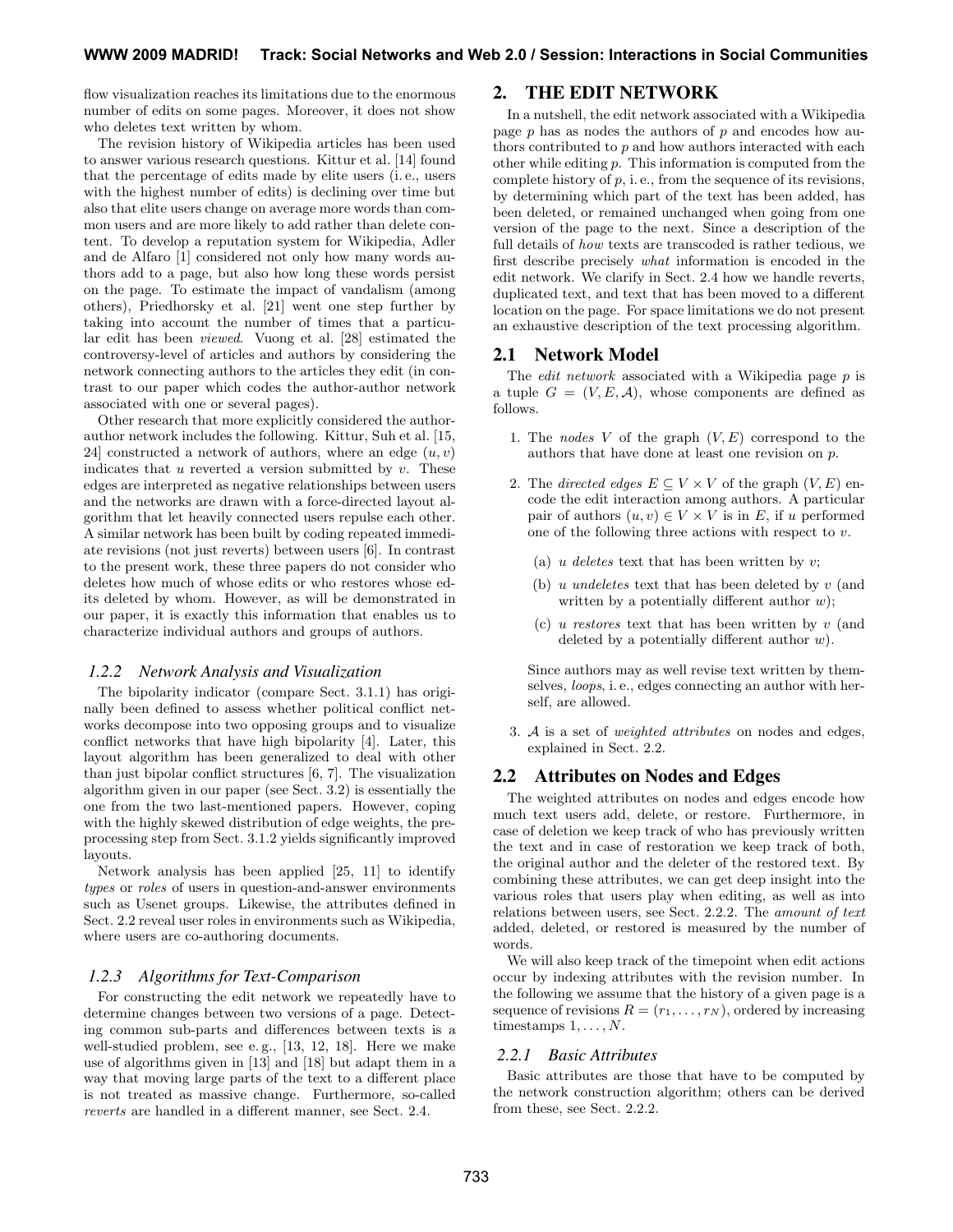flow visualization reaches its limitations due to the enormous number of edits on some pages. Moreover, it does not show who deletes text written by whom.

The revision history of Wikipedia articles has been used to answer various research questions. Kittur et al. [14] found that the percentage of edits made by elite users (i. e., users with the highest number of edits) is declining over time but also that elite users change on average more words than common users and are more likely to add rather than delete content. To develop a reputation system for Wikipedia, Adler and de Alfaro [1] considered not only how many words authors add to a page, but also how long these words persist on the page. To estimate the impact of vandalism (among others), Priedhorsky et al. [21] went one step further by taking into account the number of times that a particular edit has been *viewed*. Vuong et al. [28] estimated the controversy-level of articles and authors by considering the network connecting authors to the articles they edit (in contrast to our paper which codes the author-author network associated with one or several pages).

Other research that more explicitly considered the author-author network includes the following. Kittur, Suh et al. [15, 24] constructed a network of authors, where an edge $(u, v)$ indicates that $u$ reverted a version submitted by $v$. These edges are interpreted as negative relationships between users and the networks are drawn with a force-directed layout algorithm that let heavily connected users repulse each other. A similar network has been built by coding repeated immediate revisions (not just reverts) between users [6]. In contrast to the present work, these three papers do not consider who deletes how much of whose edits or who restores whose edits deleted by whom. However, as will be demonstrated in our paper, it is exactly this information that enables us to characterize individual authors and groups of authors.

#### *1.2.2 Network Analysis and Visualization*

The bipolarity indicator (compare Sect. 3.1.1) has originally been defined to assess whether political conflict networks decompose into two opposing groups and to visualize conflict networks that have high bipolarity [4]. Later, this layout algorithm has been generalized to deal with other than just bipolar conflict structures [6, 7]. The visualization algorithm given in our paper (see Sect. 3.2) is essentially the one from the two last-mentioned papers. However, coping with the highly skewed distribution of edge weights, the preprocessing step from Sect. 3.1.2 yields significantly improved layouts.

Network analysis has been applied [25, 11] to identify *types* or *roles* of users in question-and-answer environments such as Usenet groups. Likewise, the attributes defined in Sect. 2.2 reveal user roles in environments such as Wikipedia, where users are co-authoring documents.

#### *1.2.3 Algorithms for Text-Comparison*

For constructing the edit network we repeatedly have to determine changes between two versions of a page. Detecting common sub-parts and differences between texts is a well-studied problem, see e. g., [13, 12, 18]. Here we make use of algorithms given in [13] and [18] but adapt them in a way that moving large parts of the text to a different place is not treated as massive change. Furthermore, so-called *reverts* are handled in a different manner, see Sect. 2.4.

## 2. THE EDIT NETWORK

In a nutshell, the edit network associated with a Wikipedia page $p$ has as nodes the authors of $p$ and encodes how authors contributed to $p$ and how authors interacted with each other while editing $p$. This information is computed from the complete history of $p$, i. e., from the sequence of its revisions, by determining which part of the text has been added, has been deleted, or remained unchanged when going from one version of the page to the next. Since a description of the full details of *how* texts are transcoded is rather tedious, we first describe precisely *what* information is encoded in the edit network. We clarify in Sect. 2.4 how we handle reverts, duplicated text, and text that has been moved to a different location on the page. For space limitations we do not present an exhaustive description of the text processing algorithm.

### 2.1 Network Model

The *edit network* associated with a Wikipedia page $p$ is a tuple $G = (V, E, \mathcal{A})$, whose components are defined as follows.

1. The *nodes* $V$ of the graph $(V, E)$ correspond to the authors that have done at least one revision on $p$.
2. The *directed edges* $E \subseteq V \times V$ of the graph $(V, E)$ encode the edit interaction among authors. A particular pair of authors $(u, v) \in V \times V$ is in $E$, if $u$ performed one of the following three actions with respect to $v$.
   - (a) $u$ *deletes* text that has been written by $v$;
   - (b) $u$ *undeletes* text that has been deleted by $v$ (and written by a potentially different author $w$);
   - (c) $u$ *restores* text that has been written by $v$ (and deleted by a potentially different author $w$).

   Since authors may as well revise text written by themselves, *loops*, i. e., edges connecting an author with herself, are allowed.
3. $\mathcal{A}$ is a set of *weighted attributes* on nodes and edges, explained in Sect. 2.2.

### 2.2 Attributes on Nodes and Edges

The weighted attributes on nodes and edges encode how much text users add, delete, or restore. Furthermore, in case of deletion we keep track of who has previously written the text and in case of restoration we keep track of both, the original author and the deleter of the restored text. By combining these attributes, we can get deep insight into the various roles that users play when editing, as well as into relations between users, see Sect. 2.2.2. The *amount of text* added, deleted, or restored is measured by the number of words.

We will also keep track of the timepoint when edit actions occur by indexing attributes with the revision number. In the following we assume that the history of a given page is a sequence of revisions $R = (r_1, \ldots, r_N)$, ordered by increasing timestamps $1, \ldots, N$.

#### *2.2.1 Basic Attributes*

Basic attributes are those that have to be computed by the network construction algorithm; others can be derived from these, see Sect. 2.2.2.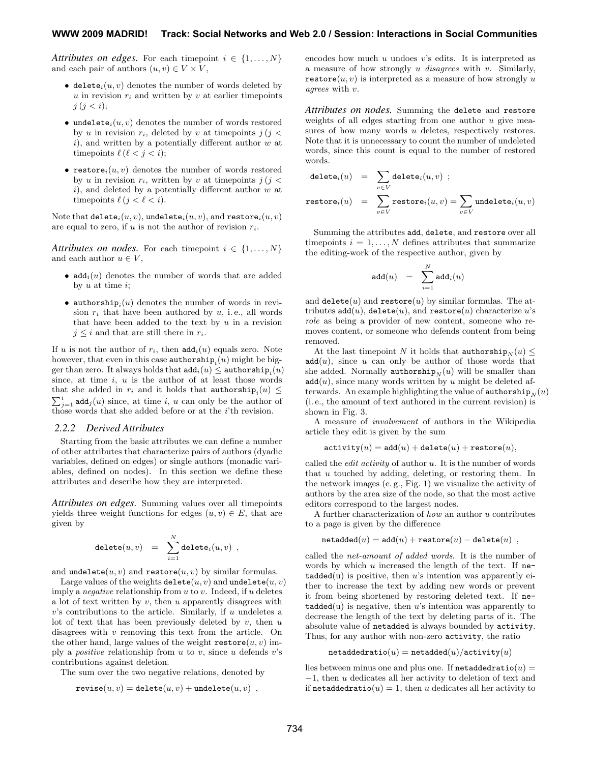*Attributes on edges.* For each timepoint $i \in \{1, \ldots, N\}$ and each pair of authors $(u, v) \in V \times V$,

- $\texttt{delete}_i(u, v)$ denotes the number of words deleted by $u$ in revision $r_i$ and written by $v$ at earlier timepoints $j$ ($j < i$);
- $\texttt{undelete}_i(u, v)$ denotes the number of words restored by $u$ in revision $r_i$, deleted by $v$ at timepoints $j$ ($j < i$), and written by a potentially different author $w$ at timepoints $\ell$ ($\ell < j < i$);
- $\texttt{restore}_i(u, v)$ denotes the number of words restored by $u$ in revision $r_i$, written by $v$ at timepoints $j$ ($j < i$), and deleted by a potentially different author $w$ at timepoints $\ell$ ($j < \ell < i$).

Note that $\texttt{delete}_i(u, v)$, $\texttt{undelete}_i(u, v)$, and $\texttt{restore}_i(u, v)$ are equal to zero, if $u$ is not the author of revision $r_i$.

*Attributes on nodes.* For each timepoint $i \in \{1, \ldots, N\}$ and each author $u \in V$,

- $\texttt{add}_i(u)$ denotes the number of words that are added by $u$ at time $i$;
- $\texttt{authorship}_i(u)$ denotes the number of words in revision $r_i$ that have been authored by $u$, i. e., all words that have been added to the text by $u$ in a revision $j \leq i$ and that are still there in $r_i$.

If $u$ is not the author of $r_i$, then $\texttt{add}_i(u)$ equals zero. Note however, that even in this case $\texttt{authorship}_i(u)$ might be bigger than zero. It always holds that $\texttt{add}_i(u) \leq \texttt{authorship}_i(u)$ since, at time $i$, $u$ is the author of at least those words that she added in $r_i$ and it holds that $\texttt{authorship}_i(u) \leq \sum_{j=1}^{i} \texttt{add}_j(u)$ since, at time $i$, $u$ can only be the author of those words that she added before or at the $i$'th revision.

### 2.2.2 Derived Attributes

Starting from the basic attributes we can define a number of other attributes that characterize pairs of authors (dyadic variables, defined on edges) or single authors (monadic variables, defined on nodes). In this section we define these attributes and describe how they are interpreted.

*Attributes on edges.* Summing values over all timepoints yields three weight functions for edges $(u, v) \in E$, that are given by

$$\texttt{delete}(u, v) = \sum_{i=1}^{N} \texttt{delete}_i(u, v) \ ,$$

and $\texttt{undelete}(u, v)$ and $\texttt{restore}(u, v)$ by similar formulas.

Large values of the weights $\texttt{delete}(u, v)$ and $\texttt{undelete}(u, v)$ imply a *negative* relationship from $u$ to $v$. Indeed, if $u$ deletes a lot of text written by $v$, then $u$ apparently disagrees with $v$'s contributions to the article. Similarly, if $u$ undeletes a lot of text that has been previously deleted by $v$, then $u$ disagrees with $v$ removing this text from the article. On the other hand, large values of the weight $\texttt{restore}(u, v)$ imply a *positive* relationship from $u$ to $v$, since $u$ defends $v$'s contributions against deletion.

The sum over the two negative relations, denoted by

$$\texttt{revise}(u, v) = \texttt{delete}(u, v) + \texttt{undelete}(u, v) \ ,$$

encodes how much $u$ undoes $v$'s edits. It is interpreted as a measure of how strongly $u$ *disagrees* with $v$. Similarly, $\texttt{restore}(u, v)$ is interpreted as a measure of how strongly $u$ *agrees* with $v$.

*Attributes on nodes.* Summing the delete and restore weights of all edges starting from one author $u$ give measures of how many words $u$ deletes, respectively restores. Note that it is unnecessary to count the number of undeleted words, since this count is equal to the number of restored words.

$$\texttt{delete}_i(u) = \sum_{v \in V} \texttt{delete}_i(u, v) \ ;$$

$$\texttt{restore}_i(u) = \sum_{v \in V} \texttt{restore}_i(u, v) = \sum_{v \in V} \texttt{undelete}_i(u, v)$$

Summing the attributes add, delete, and restore over all timepoints $i = 1, \ldots, N$ defines attributes that summarize the editing-work of the respective author, given by

$$\texttt{add}(u) = \sum_{i=1}^{N} \texttt{add}_i(u)$$

and $\texttt{delete}(u)$ and $\texttt{restore}(u)$ by similar formulas. The attributes $\texttt{add}(u)$, $\texttt{delete}(u)$, and $\texttt{restore}(u)$ characterize $u$'s *role* as being a provider of new content, someone who removes content, or someone who defends content from being removed.

At the last timepoint $N$ it holds that $\texttt{authorship}_N(u) \leq \texttt{add}(u)$, since $u$ can only be author of those words that she added. Normally $\texttt{authorship}_N(u)$ will be smaller than $\texttt{add}(u)$, since many words written by $u$ might be deleted afterwards. An example highlighting the value of $\texttt{authorship}_N(u)$ (i. e., the amount of text authored in the current revision) is shown in Fig. 3.

A measure of *involvement* of authors in the Wikipedia article they edit is given by the sum

$$\texttt{activity}(u) = \texttt{add}(u) + \texttt{delete}(u) + \texttt{restore}(u),$$

called the *edit activity* of author $u$. It is the number of words that $u$ touched by adding, deleting, or restoring them. In the network images (e. g., Fig. 1) we visualize the activity of authors by the area size of the node, so that the most active editors correspond to the largest nodes.

A further characterization of *how* an author $u$ contributes to a page is given by the difference

$$\texttt{netadded}(u) = \texttt{add}(u) + \texttt{restore}(u) - \texttt{delete}(u) \ ,$$

called the *net-amount of added words*. It is the number of words by which $u$ increased the length of the text. If netadded(u) is positive, then $u$'s intention was apparently either to increase the text by adding new words or prevent it from being shortened by restoring deleted text. If netadded(u) is negative, then $u$'s intention was apparently to decrease the length of the text by deleting parts of it. The absolute value of netadded is always bounded by activity. Thus, for any author with non-zero activity, the ratio

$$\texttt{netaddedratio}(u) = \texttt{netadded}(u)/\texttt{activity}(u)$$

lies between minus one and plus one. If $\texttt{netaddedratio}(u) = -1$, then $u$ dedicates all her activity to deletion of text and if $\texttt{netaddedratio}(u) = 1$, then $u$ dedicates all her activity to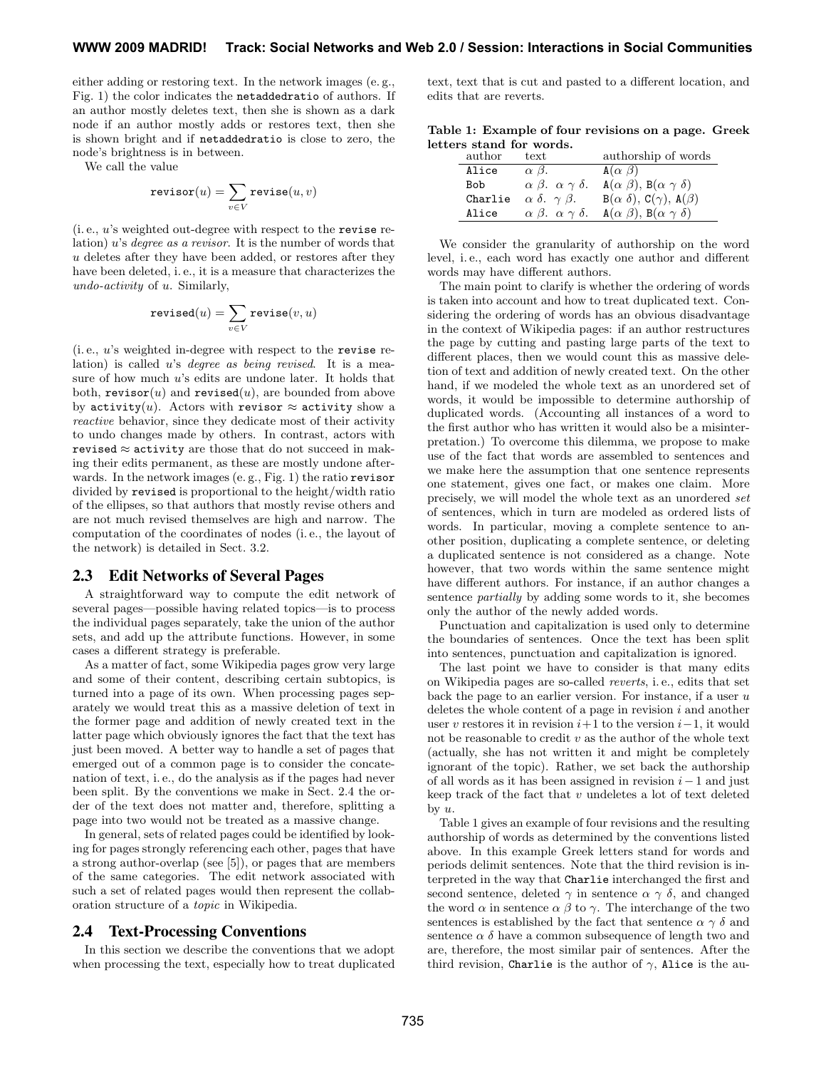either adding or restoring text. In the network images (e. g., Fig. 1) the color indicates the `netaddedratio` of authors. If an author mostly deletes text, then she is shown as a dark node if an author mostly adds or restores text, then she is shown bright and if `netaddedratio` is close to zero, the node's brightness is in between.

We call the value

$$\texttt{revisor}(u) = \sum_{v \in V} \texttt{revise}(u, v)$$

(i. e., $u$'s weighted out-degree with respect to the `revise` relation) $u$'s *degree as a revisor*. It is the number of words that $u$ deletes after they have been added, or restores after they have been deleted, i. e., it is a measure that characterizes the *undo-activity* of $u$. Similarly,

$$\texttt{revised}(u) = \sum_{v \in V} \texttt{revise}(v, u)$$

(i. e., $u$'s weighted in-degree with respect to the `revise` relation) is called $u$'s *degree as being revised*. It is a measure of how much $u$'s edits are undone later. It holds that both, $\texttt{revisor}(u)$ and $\texttt{revised}(u)$, are bounded from above by $\texttt{activity}(u)$. Actors with $\texttt{revisor} \approx \texttt{activity}$ show a *reactive* behavior, since they dedicate most of their activity to undo changes made by others. In contrast, actors with $\texttt{revised} \approx \texttt{activity}$ are those that do not succeed in making their edits permanent, as these are mostly undone afterwards. In the network images (e. g., Fig. 1) the ratio `revisor` divided by `revised` is proportional to the height/width ratio of the ellipses, so that authors that mostly revise others and are not much revised themselves are high and narrow. The computation of the coordinates of nodes (i. e., the layout of the network) is detailed in Sect. 3.2.

## 2.3 Edit Networks of Several Pages

A straightforward way to compute the edit network of several pages—possible having related topics—is to process the individual pages separately, take the union of the author sets, and add up the attribute functions. However, in some cases a different strategy is preferable.

As a matter of fact, some Wikipedia pages grow very large and some of their content, describing certain subtopics, is turned into a page of its own. When processing pages separately we would treat this as a massive deletion of text in the former page and addition of newly created text in the latter page which obviously ignores the fact that the text has just been moved. A better way to handle a set of pages that emerged out of a common page is to consider the concatenation of text, i. e., do the analysis as if the pages had never been split. By the conventions we make in Sect. 2.4 the order of the text does not matter and, therefore, splitting a page into two would not be treated as a massive change.

In general, sets of related pages could be identified by looking for pages strongly referencing each other, pages that have a strong author-overlap (see [5]), or pages that are members of the same categories. The edit network associated with such a set of related pages would then represent the collaboration structure of a *topic* in Wikipedia.

## 2.4 Text-Processing Conventions

In this section we describe the conventions that we adopt when processing the text, especially how to treat duplicated text, text that is cut and pasted to a different location, and edits that are reverts.

**Table 1: Example of four revisions on a page. Greek letters stand for words.**

| author | text | authorship of words |
|---|---|---|
| `Alice` | $\alpha\ \beta.$ | $\mathtt{A}(\alpha\ \beta)$ |
| `Bob` | $\alpha\ \beta.\ \ \alpha\ \gamma\ \delta.$ | $\mathtt{A}(\alpha\ \beta)$, $\mathtt{B}(\alpha\ \gamma\ \delta)$ |
| `Charlie` | $\alpha\ \delta.\ \ \gamma\ \beta.$ | $\mathtt{B}(\alpha\ \delta)$, $\mathtt{C}(\gamma)$, $\mathtt{A}(\beta)$ |
| `Alice` | $\alpha\ \beta.\ \ \alpha\ \gamma\ \delta.$ | $\mathtt{A}(\alpha\ \beta)$, $\mathtt{B}(\alpha\ \gamma\ \delta)$ |

We consider the granularity of authorship on the word level, i. e., each word has exactly one author and different words may have different authors.

The main point to clarify is whether the ordering of words is taken into account and how to treat duplicated text. Considering the ordering of words has an obvious disadvantage in the context of Wikipedia pages: if an author restructures the page by cutting and pasting large parts of the text to different places, then we would count this as massive deletion of text and addition of newly created text. On the other hand, if we modeled the whole text as an unordered set of words, it would be impossible to determine authorship of duplicated words. (Accounting all instances of a word to the first author who has written it would also be a misinterpretation.) To overcome this dilemma, we propose to make use of the fact that words are assembled to sentences and we make here the assumption that one sentence represents one statement, gives one fact, or makes one claim. More precisely, we will model the whole text as an unordered *set* of sentences, which in turn are modeled as ordered lists of words. In particular, moving a complete sentence to another position, duplicating a complete sentence, or deleting a duplicated sentence is not considered as a change. Note however, that two words within the same sentence might have different authors. For instance, if an author changes a sentence *partially* by adding some words to it, she becomes only the author of the newly added words.

Punctuation and capitalization is used only to determine the boundaries of sentences. Once the text has been split into sentences, punctuation and capitalization is ignored.

The last point we have to consider is that many edits on Wikipedia pages are so-called *reverts*, i. e., edits that set back the page to an earlier version. For instance, if a user $u$ deletes the whole content of a page in revision $i$ and another user $v$ restores it in revision $i+1$ to the version $i-1$, it would not be reasonable to credit $v$ as the author of the whole text (actually, she has not written it and might be completely ignorant of the topic). Rather, we set back the authorship of all words as it has been assigned in revision $i-1$ and just keep track of the fact that $v$ undeletes a lot of text deleted by $u$.

Table 1 gives an example of four revisions and the resulting authorship of words as determined by the conventions listed above. In this example Greek letters stand for words and periods delimit sentences. Note that the third revision is interpreted in the way that `Charlie` interchanged the first and second sentence, deleted $\gamma$ in sentence $\alpha\ \gamma\ \delta$, and changed the word $\alpha$ in sentence $\alpha\ \beta$ to $\gamma$. The interchange of the two sentences is established by the fact that sentence $\alpha\ \gamma\ \delta$ and sentence $\alpha\ \delta$ have a common subsequence of length two and are, therefore, the most similar pair of sentences. After the third revision, `Charlie` is the author of $\gamma$, `Alice` is the au-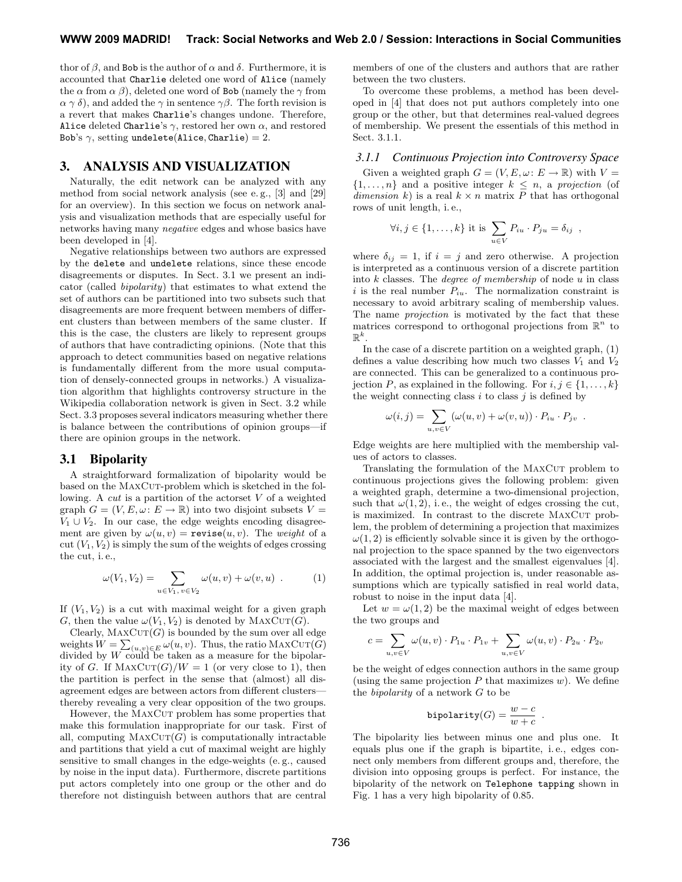thor of $\beta$, and Bob is the author of $\alpha$ and $\delta$. Furthermore, it is accounted that Charlie deleted one word of Alice (namely the $\alpha$ from $\alpha\ \beta$), deleted one word of Bob (namely the $\gamma$ from $\alpha\ \gamma\ \delta$), and added the $\gamma$ in sentence $\gamma\beta$. The forth revision is a revert that makes Charlie's changes undone. Therefore, Alice deleted Charlie's $\gamma$, restored her own $\alpha$, and restored Bob's $\gamma$, setting undelete(Alice, Charlie) = 2.

# 3. ANALYSIS AND VISUALIZATION

Naturally, the edit network can be analyzed with any method from social network analysis (see e. g., [3] and [29] for an overview). In this section we focus on network analysis and visualization methods that are especially useful for networks having many *negative* edges and whose basics have been developed in [4].

Negative relationships between two authors are expressed by the delete and undelete relations, since these encode disagreements or disputes. In Sect. 3.1 we present an indicator (called *bipolarity*) that estimates to what extend the set of authors can be partitioned into two subsets such that disagreements are more frequent between members of different clusters than between members of the same cluster. If this is the case, the clusters are likely to represent groups of authors that have contradicting opinions. (Note that this approach to detect communities based on negative relations is fundamentally different from the more usual computation of densely-connected groups in networks.) A visualization algorithm that highlights controversy structure in the Wikipedia collaboration network is given in Sect. 3.2 while Sect. 3.3 proposes several indicators measuring whether there is balance between the contributions of opinion groups—if there are opinion groups in the network.

## 3.1 Bipolarity

A straightforward formalization of bipolarity would be based on the MaxCut-problem which is sketched in the following. A *cut* is a partition of the actorset $V$ of a weighted graph $G = (V, E, \omega \colon E \to \mathbb{R})$ into two disjoint subsets $V = V_1 \cup V_2$. In our case, the edge weights encoding disagreement are given by $\omega(u, v) = \texttt{revise}(u, v)$. The *weight* of a cut $(V_1, V_2)$ is simply the sum of the weights of edges crossing the cut, i. e.,

$$\omega(V_1, V_2) = \sum_{u \in V_1,\, v \in V_2} \omega(u, v) + \omega(v, u) \ . \qquad (1)$$

If $(V_1, V_2)$ is a cut with maximal weight for a given graph $G$, then the value $\omega(V_1, V_2)$ is denoted by $\textsc{MaxCut}(G)$.

Clearly, $\textsc{MaxCut}(G)$ is bounded by the sum over all edge weights $W = \sum_{(u,v) \in E} \omega(u, v)$. Thus, the ratio $\textsc{MaxCut}(G)$ divided by $W$ could be taken as a measure for the bipolarity of $G$. If $\textsc{MaxCut}(G)/W = 1$ (or very close to 1), then the partition is perfect in the sense that (almost) all disagreement edges are between actors from different clusters—thereby revealing a very clear opposition of the two groups.

However, the MaxCut problem has some properties that make this formulation inappropriate for our task. First of all, computing $\textsc{MaxCut}(G)$ is computationally intractable and partitions that yield a cut of maximal weight are highly sensitive to small changes in the edge-weights (e. g., caused by noise in the input data). Furthermore, discrete partitions put actors completely into one group or the other and do therefore not distinguish between authors that are central members of one of the clusters and authors that are rather between the two clusters.

To overcome these problems, a method has been developed in [4] that does not put authors completely into one group or the other, but that determines real-valued degrees of membership. We present the essentials of this method in Sect. 3.1.1.

### 3.1.1 Continuous Projection into Controversy Space

Given a weighted graph $G = (V, E, \omega \colon E \to \mathbb{R})$ with $V = \{1, \ldots, n\}$ and a positive integer $k \leq n$, a *projection* (of *dimension* $k$) is a real $k \times n$ matrix $P$ that has orthogonal rows of unit length, i. e.,

$$\forall i, j \in \{1, \ldots, k\} \text{ it is } \sum_{u \in V} P_{iu} \cdot P_{ju} = \delta_{ij} \ ,$$

where $\delta_{ij} = 1$, if $i = j$ and zero otherwise. A projection is interpreted as a continuous version of a discrete partition into $k$ classes. The *degree of membership* of node $u$ in class $i$ is the real number $P_{iu}$. The normalization constraint is necessary to avoid arbitrary scaling of membership values. The name *projection* is motivated by the fact that these matrices correspond to orthogonal projections from $\mathbb{R}^n$ to $\mathbb{R}^k$.

In the case of a discrete partition on a weighted graph, (1) defines a value describing how much two classes $V_1$ and $V_2$ are connected. This can be generalized to a continuous projection $P$, as explained in the following. For $i, j \in \{1, \ldots, k\}$ the weight connecting class $i$ to class $j$ is defined by

$$\omega(i, j) = \sum_{u,v \in V} (\omega(u, v) + \omega(v, u)) \cdot P_{iu} \cdot P_{jv} \ .$$

Edge weights are here multiplied with the membership values of actors to classes.

Translating the formulation of the MaxCut problem to continuous projections gives the following problem: given a weighted graph, determine a two-dimensional projection, such that $\omega(1, 2)$, i. e., the weight of edges crossing the cut, is maximized. In contrast to the discrete MaxCut problem, the problem of determining a projection that maximizes $\omega(1, 2)$ is efficiently solvable since it is given by the orthogonal projection to the space spanned by the two eigenvectors associated with the largest and the smallest eigenvalues [4]. In addition, the optimal projection is, under reasonable assumptions which are typically satisfied in real world data, robust to noise in the input data [4].

Let $w = \omega(1, 2)$ be the maximal weight of edges between the two groups and

$$c = \sum_{u,v \in V} \omega(u, v) \cdot P_{1u} \cdot P_{1v} + \sum_{u,v \in V} \omega(u, v) \cdot P_{2u} \cdot P_{2v}$$

be the weight of edges connection authors in the same group (using the same projection $P$ that maximizes $w$). We define the *bipolarity* of a network $G$ to be

$$\texttt{bipolarity}(G) = \frac{w - c}{w + c} \ .$$

The bipolarity lies between minus one and plus one. It equals plus one if the graph is bipartite, i. e., edges connect only members from different groups and, therefore, the division into opposing groups is perfect. For instance, the bipolarity of the network on Telephone tapping shown in Fig. 1 has a very high bipolarity of 0.85.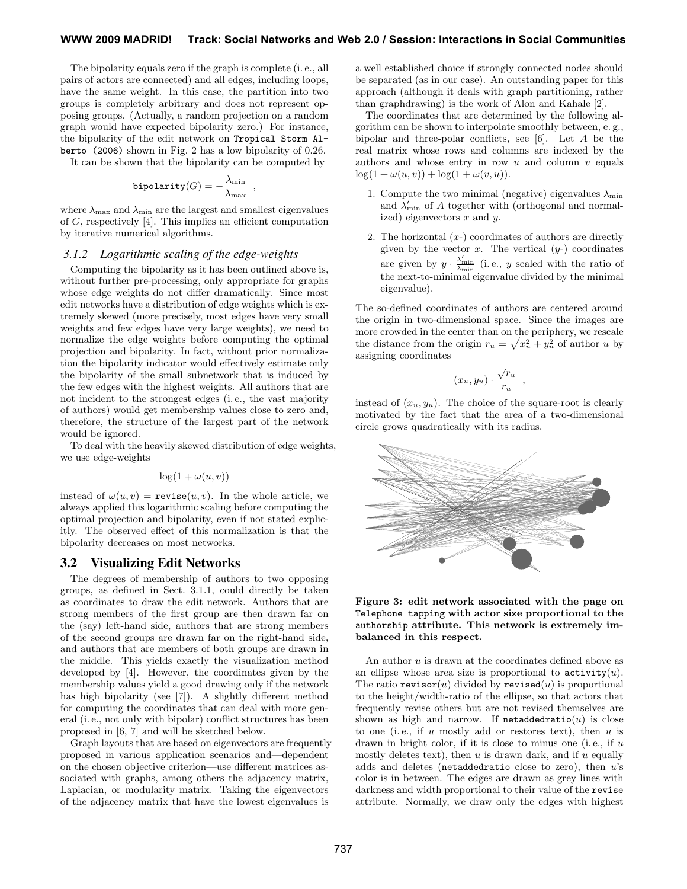The bipolarity equals zero if the graph is complete (i. e., all pairs of actors are connected) and all edges, including loops, have the same weight. In this case, the partition into two groups is completely arbitrary and does not represent opposing groups. (Actually, a random projection on a random graph would have expected bipolarity zero.) For instance, the bipolarity of the edit network on `Tropical Storm Alberto (2006)` shown in Fig. 2 has a low bipolarity of 0.26.

It can be shown that the bipolarity can be computed by

$$\texttt{bipolarity}(G) = -\frac{\lambda_{\min}}{\lambda_{\max}} \quad ,$$

where $\lambda_{\max}$ and $\lambda_{\min}$ are the largest and smallest eigenvalues of $G$, respectively [4]. This implies an efficient computation by iterative numerical algorithms.

### *3.1.2 Logarithmic scaling of the edge-weights*

Computing the bipolarity as it has been outlined above is, without further pre-processing, only appropriate for graphs whose edge weights do not differ dramatically. Since most edit networks have a distribution of edge weights which is extremely skewed (more precisely, most edges have very small weights and few edges have very large weights), we need to normalize the edge weights before computing the optimal projection and bipolarity. In fact, without prior normalization the bipolarity indicator would effectively estimate only the bipolarity of the small subnetwork that is induced by the few edges with the highest weights. All authors that are not incident to the strongest edges (i. e., the vast majority of authors) would get membership values close to zero and, therefore, the structure of the largest part of the network would be ignored.

To deal with the heavily skewed distribution of edge weights, we use edge-weights

$$\log(1 + \omega(u, v))$$

instead of $\omega(u, v) = \texttt{revise}(u, v)$. In the whole article, we always applied this logarithmic scaling before computing the optimal projection and bipolarity, even if not stated explicitly. The observed effect of this normalization is that the bipolarity decreases on most networks.

## 3.2 Visualizing Edit Networks

The degrees of membership of authors to two opposing groups, as defined in Sect. 3.1.1, could directly be taken as coordinates to draw the edit network. Authors that are strong members of the first group are then drawn far on the (say) left-hand side, authors that are strong members of the second groups are drawn far on the right-hand side, and authors that are members of both groups are drawn in the middle. This yields exactly the visualization method developed by [4]. However, the coordinates given by the membership values yield a good drawing only if the network has high bipolarity (see [7]). A slightly different method for computing the coordinates that can deal with more general (i. e., not only with bipolar) conflict structures has been proposed in [6, 7] and will be sketched below.

Graph layouts that are based on eigenvectors are frequently proposed in various application scenarios and—dependent on the chosen objective criterion—use different matrices associated with graphs, among others the adjacency matrix, Laplacian, or modularity matrix. Taking the eigenvectors of the adjacency matrix that have the lowest eigenvalues is a well established choice if strongly connected nodes should be separated (as in our case). An outstanding paper for this approach (although it deals with graph partitioning, rather than graphdrawing) is the work of Alon and Kahale [2].

The coordinates that are determined by the following algorithm can be shown to interpolate smoothly between, e. g., bipolar and three-polar conflicts, see [6]. Let $A$ be the real matrix whose rows and columns are indexed by the authors and whose entry in row $u$ and column $v$ equals $\log(1 + \omega(u, v)) + \log(1 + \omega(v, u))$.

1. Compute the two minimal (negative) eigenvalues $\lambda_{\min}$ and $\lambda'_{\min}$ of $A$ together with (orthogonal and normalized) eigenvectors $x$ and $y$.
2. The horizontal ($x$-) coordinates of authors are directly given by the vector $x$. The vertical ($y$-) coordinates are given by $y \cdot \frac{\lambda'_{\min}}{\lambda_{\min}}$ (i. e., $y$ scaled with the ratio of the next-to-minimal eigenvalue divided by the minimal eigenvalue).

The so-defined coordinates of authors are centered around the origin in two-dimensional space. Since the images are more crowded in the center than on the periphery, we rescale the distance from the origin $r_u = \sqrt{x_u^2 + y_u^2}$ of author $u$ by assigning coordinates

$$(x_u, y_u) \cdot \frac{\sqrt{r_u}}{r_u} \quad ,$$

instead of $(x_u, y_u)$. The choice of the square-root is clearly motivated by the fact that the area of a two-dimensional circle grows quadratically with its radius.

**Figure 3: edit network associated with the page on `Telephone tapping` with actor size proportional to the `authorship` attribute. This network is extremely imbalanced in this respect.**

An author $u$ is drawn at the coordinates defined above as an ellipse whose area size is proportional to $\texttt{activity}(u)$. The ratio $\texttt{revisor}(u)$ divided by $\texttt{revised}(u)$ is proportional to the height/width-ratio of the ellipse, so that actors that frequently revise others but are not revised themselves are shown as high and narrow. If $\texttt{netaddedratio}(u)$ is close to one (i. e., if $u$ mostly add or restores text), then $u$ is drawn in bright color, if it is close to minus one (i. e., if $u$ mostly deletes text), then $u$ is drawn dark, and if $u$ equally adds and deletes (`netaddedratio` close to zero), then $u$'s color is in between. The edges are drawn as grey lines with darkness and width proportional to their value of the `revise` attribute. Normally, we draw only the edges with highest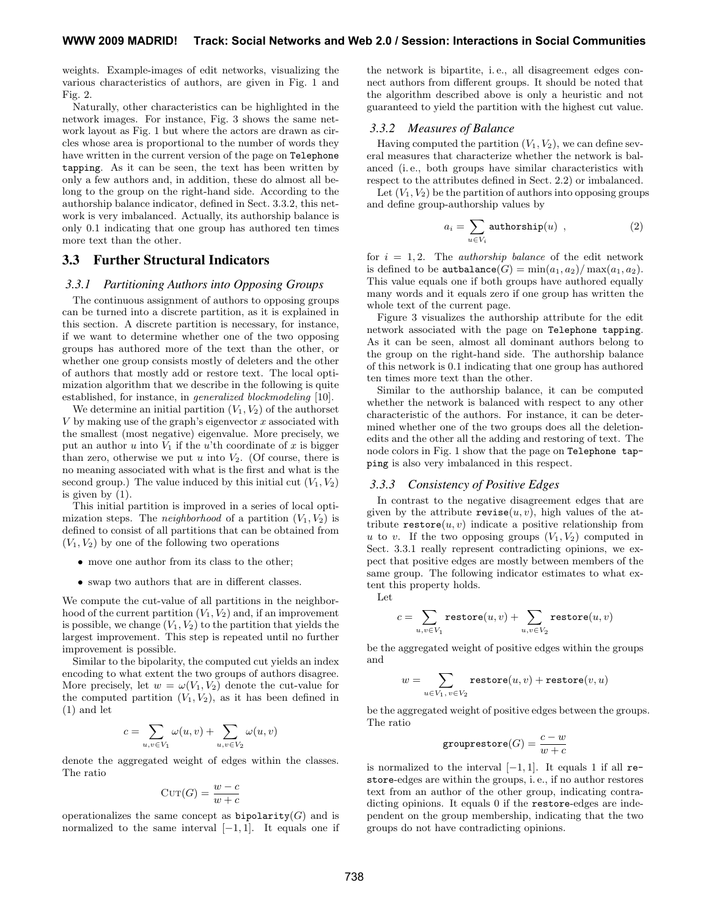weights. Example-images of edit networks, visualizing the various characteristics of authors, are given in Fig. 1 and Fig. 2.

Naturally, other characteristics can be highlighted in the network images. For instance, Fig. 3 shows the same network layout as Fig. 1 but where the actors are drawn as circles whose area is proportional to the number of words they have written in the current version of the page on `Telephone tapping`. As it can be seen, the text has been written by only a few authors and, in addition, these do almost all belong to the group on the right-hand side. According to the authorship balance indicator, defined in Sect. 3.3.2, this network is very imbalanced. Actually, its authorship balance is only 0.1 indicating that one group has authored ten times more text than the other.

## 3.3 Further Structural Indicators

### 3.3.1 Partitioning Authors into Opposing Groups

The continuous assignment of authors to opposing groups can be turned into a discrete partition, as it is explained in this section. A discrete partition is necessary, for instance, if we want to determine whether one of the two opposing groups has authored more of the text than the other, or whether one group consists mostly of deleters and the other of authors that mostly add or restore text. The local optimization algorithm that we describe in the following is quite established, for instance, in *generalized blockmodeling* [10].

We determine an initial partition $(V_1, V_2)$ of the authorset $V$ by making use of the graph's eigenvector $x$ associated with the smallest (most negative) eigenvalue. More precisely, we put an author $u$ into $V_1$ if the $u$'th coordinate of $x$ is bigger than zero, otherwise we put $u$ into $V_2$. (Of course, there is no meaning associated with what is the first and what is the second group.) The value induced by this initial cut $(V_1, V_2)$ is given by (1).

This initial partition is improved in a series of local optimization steps. The *neighborhood* of a partition $(V_1, V_2)$ is defined to consist of all partitions that can be obtained from $(V_1, V_2)$ by one of the following two operations

- move one author from its class to the other;
- swap two authors that are in different classes.

We compute the cut-value of all partitions in the neighborhood of the current partition $(V_1, V_2)$ and, if an improvement is possible, we change $(V_1, V_2)$ to the partition that yields the largest improvement. This step is repeated until no further improvement is possible.

Similar to the bipolarity, the computed cut yields an index encoding to what extent the two groups of authors disagree. More precisely, let $w = \omega(V_1, V_2)$ denote the cut-value for the computed partition $(V_1, V_2)$, as it has been defined in (1) and let

$$c = \sum_{u,v \in V_1} \omega(u, v) + \sum_{u,v \in V_2} \omega(u, v)$$

denote the aggregated weight of edges within the classes. The ratio

$$\textsc{Cut}(G) = \frac{w - c}{w + c}$$

operationalizes the same concept as $\texttt{bipolarity}(G)$ and is normalized to the same interval $[-1, 1]$. It equals one if the network is bipartite, i. e., all disagreement edges connect authors from different groups. It should be noted that the algorithm described above is only a heuristic and not guaranteed to yield the partition with the highest cut value.

### 3.3.2 Measures of Balance

Having computed the partition $(V_1, V_2)$, we can define several measures that characterize whether the network is balanced (i. e., both groups have similar characteristics with respect to the attributes defined in Sect. 2.2) or imbalanced.

Let $(V_1, V_2)$ be the partition of authors into opposing groups and define group-authorship values by

$$a_i = \sum_{u \in V_i} \texttt{authorship}(u) \ , \tag{2}$$

for $i = 1, 2$. The *authorship balance* of the edit network is defined to be $\texttt{autbalance}(G) = \min(a_1, a_2)/\max(a_1, a_2)$. This value equals one if both groups have authored equally many words and it equals zero if one group has written the whole text of the current page.

Figure 3 visualizes the authorship attribute for the edit network associated with the page on `Telephone tapping`. As it can be seen, almost all dominant authors belong to the group on the right-hand side. The authorship balance of this network is 0.1 indicating that one group has authored ten times more text than the other.

Similar to the authorship balance, it can be computed whether the network is balanced with respect to any other characteristic of the authors. For instance, it can be determined whether one of the two groups does all the deletion-edits and the other all the adding and restoring of text. The node colors in Fig. 1 show that the page on `Telephone tapping` is also very imbalanced in this respect.

### 3.3.3 Consistency of Positive Edges

In contrast to the negative disagreement edges that are given by the attribute $\texttt{revise}(u, v)$, high values of the attribute $\texttt{restore}(u, v)$ indicate a positive relationship from $u$ to $v$. If the two opposing groups $(V_1, V_2)$ computed in Sect. 3.3.1 really represent contradicting opinions, we expect that positive edges are mostly between members of the same group. The following indicator estimates to what extent this property holds.

Let

$$c = \sum_{u,v \in V_1} \texttt{restore}(u, v) + \sum_{u,v \in V_2} \texttt{restore}(u, v)$$

be the aggregated weight of positive edges within the groups and

$$w = \sum_{u \in V_1, v \in V_2} \texttt{restore}(u, v) + \texttt{restore}(v, u)$$

be the aggregated weight of positive edges between the groups. The ratio

$$\texttt{grouprestore}(G) = \frac{c - w}{w + c}$$

is normalized to the interval $[-1, 1]$. It equals 1 if all `restore`-edges are within the groups, i. e., if no author restores text from an author of the other group, indicating contradicting opinions. It equals 0 if the `restore`-edges are independent on the group membership, indicating that the two groups do not have contradicting opinions.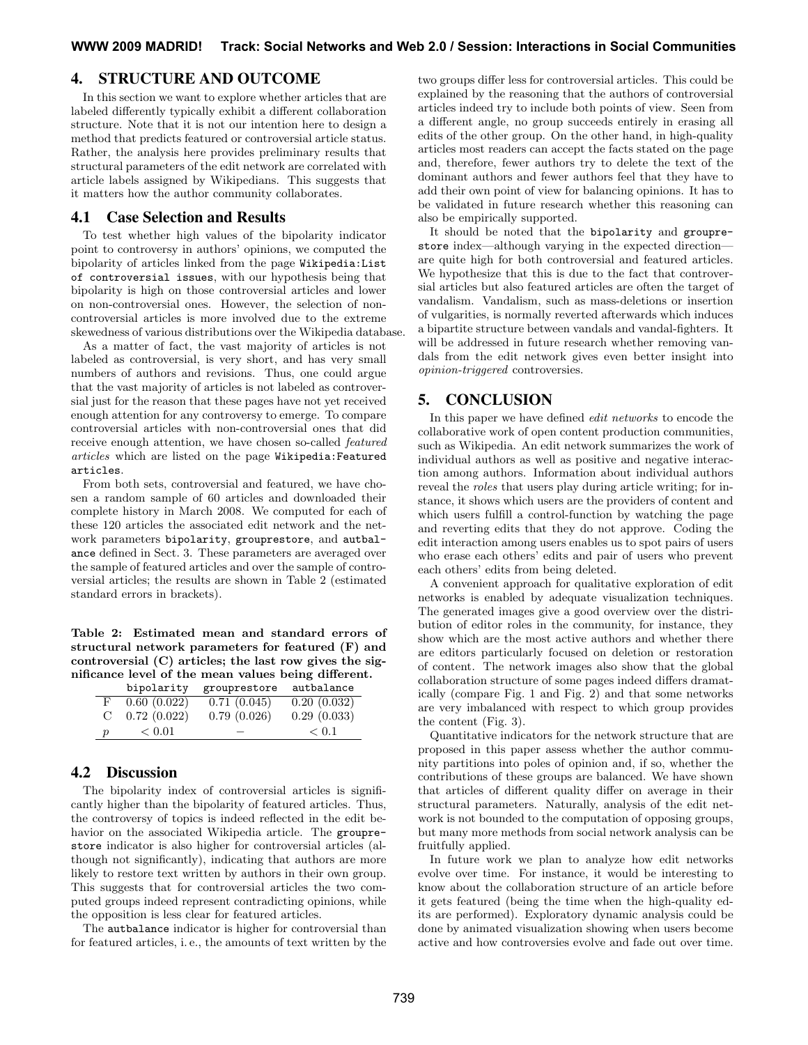## 4. STRUCTURE AND OUTCOME

In this section we want to explore whether articles that are labeled differently typically exhibit a different collaboration structure. Note that it is not our intention here to design a method that predicts featured or controversial article status. Rather, the analysis here provides preliminary results that structural parameters of the edit network are correlated with article labels assigned by Wikipedians. This suggests that it matters how the author community collaborates.

### 4.1 Case Selection and Results

To test whether high values of the bipolarity indicator point to controversy in authors' opinions, we computed the bipolarity of articles linked from the page `Wikipedia:List of controversial issues`, with our hypothesis being that bipolarity is high on those controversial articles and lower on non-controversial ones. However, the selection of non-controversial articles is more involved due to the extreme skewedness of various distributions over the Wikipedia database.

As a matter of fact, the vast majority of articles is not labeled as controversial, is very short, and has very small numbers of authors and revisions. Thus, one could argue that the vast majority of articles is not labeled as controversial just for the reason that these pages have not yet received enough attention for any controversy to emerge. To compare controversial articles with non-controversial ones that did receive enough attention, we have chosen so-called *featured articles* which are listed on the page `Wikipedia:Featured articles`.

From both sets, controversial and featured, we have chosen a random sample of 60 articles and downloaded their complete history in March 2008. We computed for each of these 120 articles the associated edit network and the network parameters `bipolarity`, `grouprestore`, and `autbalance` defined in Sect. 3. These parameters are averaged over the sample of featured articles and over the sample of controversial articles; the results are shown in Table 2 (estimated standard errors in brackets).

**Table 2: Estimated mean and standard errors of structural network parameters for featured (F) and controversial (C) articles; the last row gives the significance level of the mean values being different.**

| | bipolarity | grouprestore | autbalance |
|---|---|---|---|
| F | 0.60 (0.022) | 0.71 (0.045) | 0.20 (0.032) |
| C | 0.72 (0.022) | 0.79 (0.026) | 0.29 (0.033) |
| $p$ | $< 0.01$ | – | $< 0.1$ |

### 4.2 Discussion

The bipolarity index of controversial articles is significantly higher than the bipolarity of featured articles. Thus, the controversy of topics is indeed reflected in the edit behavior on the associated Wikipedia article. The `grouprestore` indicator is also higher for controversial articles (although not significantly), indicating that authors are more likely to restore text written by authors in their own group. This suggests that for controversial articles the two computed groups indeed represent contradicting opinions, while the opposition is less clear for featured articles.

The `autbalance` indicator is higher for controversial than for featured articles, i. e., the amounts of text written by the two groups differ less for controversial articles. This could be explained by the reasoning that the authors of controversial articles indeed try to include both points of view. Seen from a different angle, no group succeeds entirely in erasing all edits of the other group. On the other hand, in high-quality articles most readers can accept the facts stated on the page and, therefore, fewer authors try to delete the text of the dominant authors and fewer authors feel that they have to add their own point of view for balancing opinions. It has to be validated in future research whether this reasoning can also be empirically supported.

It should be noted that the `bipolarity` and `grouprestore` index—although varying in the expected direction—are quite high for both controversial and featured articles. We hypothesize that this is due to the fact that controversial articles but also featured articles are often the target of vandalism. Vandalism, such as mass-deletions or insertion of vulgarities, is normally reverted afterwards which induces a bipartite structure between vandals and vandal-fighters. It will be addressed in future research whether removing vandals from the edit network gives even better insight into *opinion-triggered* controversies.

## 5. CONCLUSION

In this paper we have defined *edit networks* to encode the collaborative work of open content production communities, such as Wikipedia. An edit network summarizes the work of individual authors as well as positive and negative interaction among authors. Information about individual authors reveal the *roles* that users play during article writing; for instance, it shows which users are the providers of content and which users fulfill a control-function by watching the page and reverting edits that they do not approve. Coding the edit interaction among users enables us to spot pairs of users who erase each others' edits and pair of users who prevent each others' edits from being deleted.

A convenient approach for qualitative exploration of edit networks is enabled by adequate visualization techniques. The generated images give a good overview over the distribution of editor roles in the community, for instance, they show which are the most active authors and whether there are editors particularly focused on deletion or restoration of content. The network images also show that the global collaboration structure of some pages indeed differs dramatically (compare Fig. 1 and Fig. 2) and that some networks are very imbalanced with respect to which group provides the content (Fig. 3).

Quantitative indicators for the network structure that are proposed in this paper assess whether the author community partitions into poles of opinion and, if so, whether the contributions of these groups are balanced. We have shown that articles of different quality differ on average in their structural parameters. Naturally, analysis of the edit network is not bounded to the computation of opposing groups, but many more methods from social network analysis can be fruitfully applied.

In future work we plan to analyze how edit networks evolve over time. For instance, it would be interesting to know about the collaboration structure of an article before it gets featured (being the time when the high-quality edits are performed). Exploratory dynamic analysis could be done by animated visualization showing when users become active and how controversies evolve and fade out over time.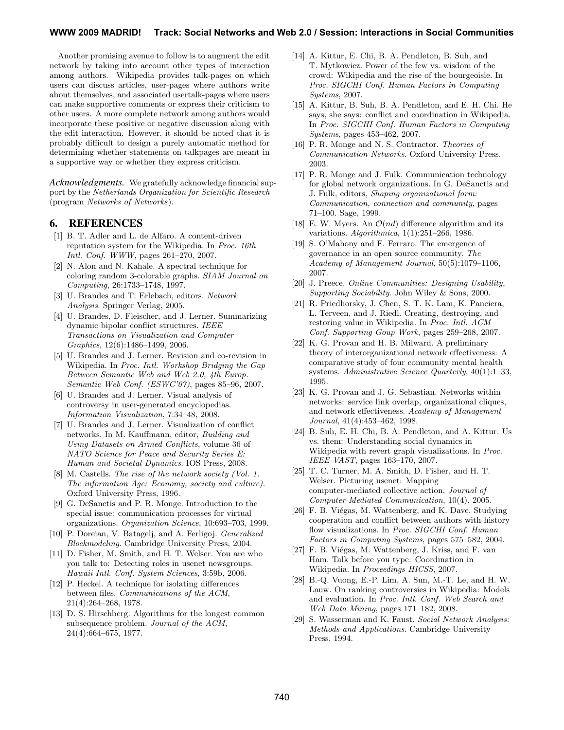Another promising avenue to follow is to augment the edit network by taking into account other types of interaction among authors. Wikipedia provides talk-pages on which users can discuss articles, user-pages where authors write about themselves, and associated usertalk-pages where users can make supportive comments or express their criticism to other users. A more complete network among authors would incorporate these positive or negative discussion along with the edit interaction. However, it should be noted that it is probably difficult to design a purely automatic method for determining whether statements on talkpages are meant in a supportive way or whether they express criticism.

***Acknowledgments.*** We gratefully acknowledge financial support by the *Netherlands Organization for Scientific Research* (program *Networks of Networks*).

## 6. REFERENCES

[1] B. T. Adler and L. de Alfaro. A content-driven reputation system for the Wikipedia. In *Proc. 16th Intl. Conf. WWW*, pages 261–270, 2007.

[2] N. Alon and N. Kahale. A spectral technique for coloring random 3-colorable graphs. *SIAM Journal on Computing*, 26:1733–1748, 1997.

[3] U. Brandes and T. Erlebach, editors. *Network Analysis*. Springer Verlag, 2005.

[4] U. Brandes, D. Fleischer, and J. Lerner. Summarizing dynamic bipolar conflict structures. *IEEE Transactions on Visualization and Computer Graphics*, 12(6):1486–1499, 2006.

[5] U. Brandes and J. Lerner. Revision and co-revision in Wikipedia. In *Proc. Intl. Workshop Bridging the Gap Between Semantic Web and Web 2.0, 4th Europ. Semantic Web Conf. (ESWC'07)*, pages 85–96, 2007.

[6] U. Brandes and J. Lerner. Visual analysis of controversy in user-generated encyclopedias. *Information Visualization*, 7:34–48, 2008.

[7] U. Brandes and J. Lerner. Visualization of conflict networks. In M. Kauffmann, editor, *Building and Using Datasets on Armed Conflicts*, volume 36 of *NATO Science for Peace and Security Series E: Human and Societal Dynamics*. IOS Press, 2008.

[8] M. Castells. *The rise of the network society (Vol. 1. The information Age: Economy, society and culture)*. Oxford University Press, 1996.

[9] G. DeSanctis and P. R. Monge. Introduction to the special issue: communication processes for virtual organizations. *Organization Science*, 10:693–703, 1999.

[10] P. Doreian, V. Batagelj, and A. Ferligoj. *Generalized Blockmodeling*. Cambridge University Press, 2004.

[11] D. Fisher, M. Smith, and H. T. Welser. You are who you talk to: Detecting roles in usenet newsgroups. *Hawaii Intl. Conf. System Sciences*, 3:59b, 2006.

[12] P. Heckel. A technique for isolating differences between files. *Communications of the ACM*, 21(4):264–268, 1978.

[13] D. S. Hirschberg. Algorithms for the longest common subsequence problem. *Journal of the ACM*, 24(4):664–675, 1977.

[14] A. Kittur, E. Chi, B. A. Pendleton, B. Suh, and T. Mytkowicz. Power of the few vs. wisdom of the crowd: Wikipedia and the rise of the bourgeoisie. In *Proc. SIGCHI Conf. Human Factors in Computing Systems*, 2007.

[15] A. Kittur, B. Suh, B. A. Pendleton, and E. H. Chi. He says, she says: conflict and coordination in Wikipedia. In *Proc. SIGCHI Conf. Human Factors in Computing Systems*, pages 453–462, 2007.

[16] P. R. Monge and N. S. Contractor. *Theories of Communication Networks*. Oxford University Press, 2003.

[17] P. R. Monge and J. Fulk. Communication technology for global network organizations. In G. DeSanctis and J. Fulk, editors, *Shaping organizational form: Communication, connection and community*, pages 71–100. Sage, 1999.

[18] E. W. Myers. An $\mathcal{O}(nd)$ difference algorithm and its variations. *Algorithmica*, 1(1):251–266, 1986.

[19] S. O'Mahony and F. Ferraro. The emergence of governance in an open source community. *The Academy of Management Journal*, 50(5):1079–1106, 2007.

[20] J. Preece. *Online Communities: Designing Usability, Supporting Sociability*. John Wiley & Sons, 2000.

[21] R. Priedhorsky, J. Chen, S. T. K. Lam, K. Panciera, L. Terveen, and J. Riedl. Creating, destroying, and restoring value in Wikipedia. In *Proc. Intl. ACM Conf. Supporting Goup Work*, pages 259–268, 2007.

[22] K. G. Provan and H. B. Milward. A preliminary theory of interorganizational network effectiveness: A comparative study of four community mental health systems. *Administrative Science Quarterly*, 40(1):1–33, 1995.

[23] K. G. Provan and J. G. Sebastian. Networks within networks: service link overlap, organizational cliques, and network effectiveness. *Academy of Management Journal*, 41(4):453–462, 1998.

[24] B. Suh, E. H. Chi, B. A. Pendleton, and A. Kittur. Us vs. them: Understanding social dynamics in Wikipedia with revert graph visualizations. In *Proc. IEEE VAST*, pages 163–170, 2007.

[25] T. C. Turner, M. A. Smith, D. Fisher, and H. T. Welser. Picturing usenet: Mapping computer-mediated collective action. *Journal of Computer-Mediated Communication*, 10(4), 2005.

[26] F. B. Viégas, M. Wattenberg, and K. Dave. Studying cooperation and conflict between authors with history flow visualizations. In *Proc. SIGCHI Conf. Human Factors in Computing Systems*, pages 575–582, 2004.

[27] F. B. Viégas, M. Wattenberg, J. Kriss, and F. van Ham. Talk before you type: Coordination in Wikipedia. In *Proceedings HICSS*, 2007.

[28] B.-Q. Vuong, E.-P. Lim, A. Sun, M.-T. Le, and H. W. Lauw. On ranking controversies in Wikipedia: Models and evaluation. In *Proc. Intl. Conf. Web Search and Web Data Mining*, pages 171–182, 2008.

[29] S. Wasserman and K. Faust. *Social Network Analysis: Methods and Applications*. Cambridge University Press, 1994.